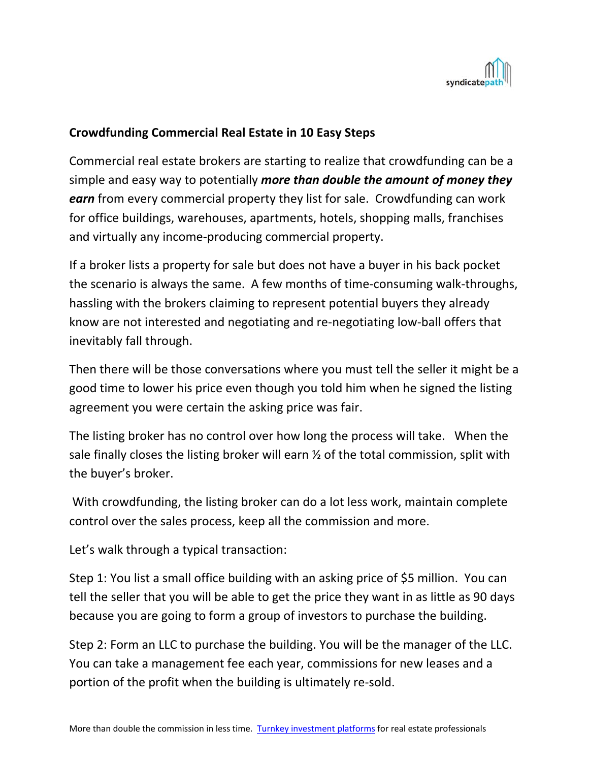## Crowdfunding Commercial Real Estate in 10 Easy Steps

Commercial real estate brokers are starting to realize that crowdfunding can be a simple and easy way to potentially ***more than double the amount of money they earn*** from every commercial property they list for sale. Crowdfunding can work for office buildings, warehouses, apartments, hotels, shopping malls, franchises and virtually any income-producing commercial property.

If a broker lists a property for sale but does not have a buyer in his back pocket the scenario is always the same. A few months of time-consuming walk-throughs, hassling with the brokers claiming to represent potential buyers they already know are not interested and negotiating and re-negotiating low-ball offers that inevitably fall through.

Then there will be those conversations where you must tell the seller it might be a good time to lower his price even though you told him when he signed the listing agreement you were certain the asking price was fair.

The listing broker has no control over how long the process will take. When the sale finally closes the listing broker will earn ½ of the total commission, split with the buyer's broker.

With crowdfunding, the listing broker can do a lot less work, maintain complete control over the sales process, keep all the commission and more.

Let's walk through a typical transaction:

Step 1: You list a small office building with an asking price of $5 million. You can tell the seller that you will be able to get the price they want in as little as 90 days because you are going to form a group of investors to purchase the building.

Step 2: Form an LLC to purchase the building. You will be the manager of the LLC. You can take a management fee each year, commissions for new leases and a portion of the profit when the building is ultimately re-sold.

More than double the commission in less time. [Turnkey investment platforms] for real estate professionals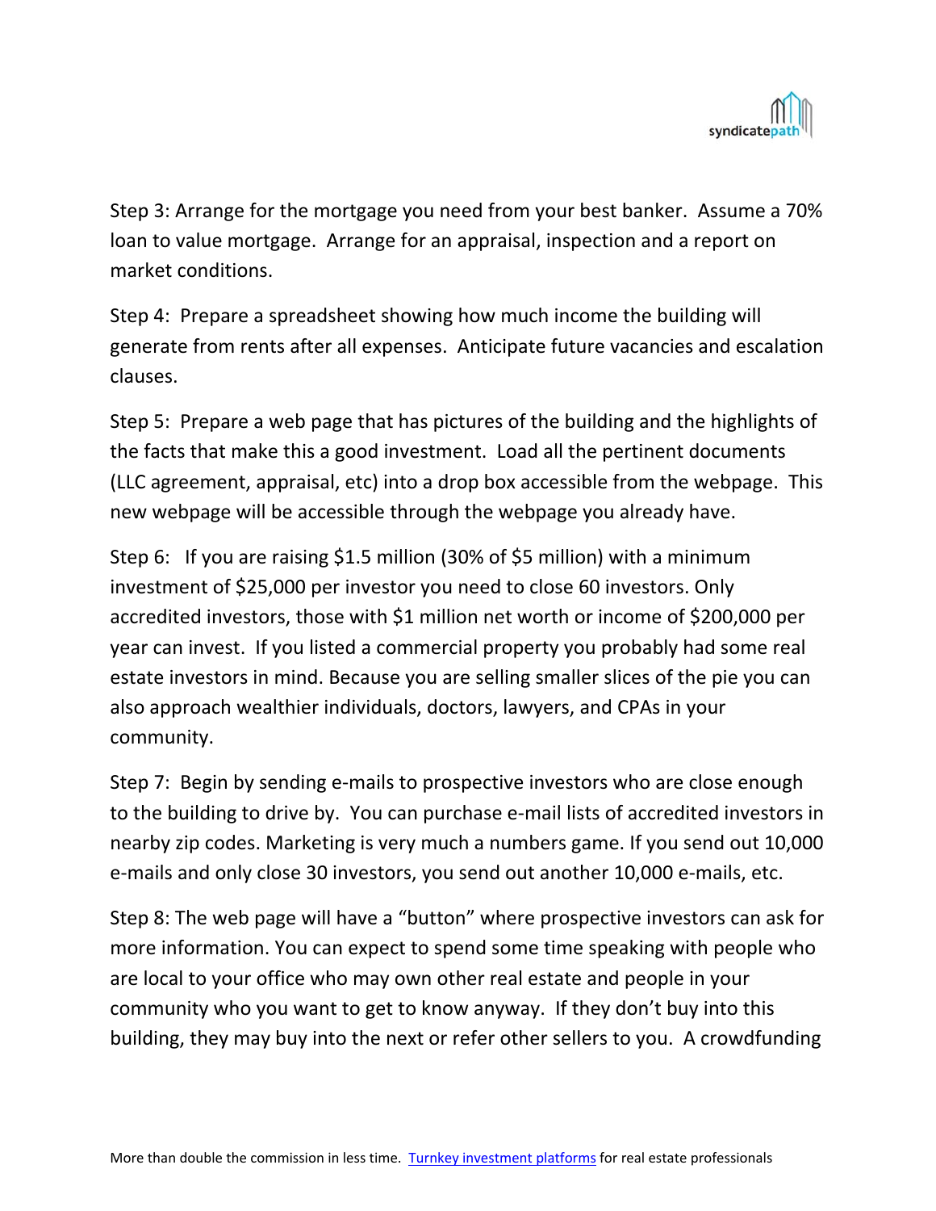Step 3: Arrange for the mortgage you need from your best banker. Assume a 70% loan to value mortgage. Arrange for an appraisal, inspection and a report on market conditions.

Step 4: Prepare a spreadsheet showing how much income the building will generate from rents after all expenses. Anticipate future vacancies and escalation clauses.

Step 5: Prepare a web page that has pictures of the building and the highlights of the facts that make this a good investment. Load all the pertinent documents (LLC agreement, appraisal, etc) into a drop box accessible from the webpage. This new webpage will be accessible through the webpage you already have.

Step 6: If you are raising $1.5 million (30% of $5 million) with a minimum investment of $25,000 per investor you need to close 60 investors. Only accredited investors, those with $1 million net worth or income of $200,000 per year can invest. If you listed a commercial property you probably had some real estate investors in mind. Because you are selling smaller slices of the pie you can also approach wealthier individuals, doctors, lawyers, and CPAs in your community.

Step 7: Begin by sending e-mails to prospective investors who are close enough to the building to drive by. You can purchase e-mail lists of accredited investors in nearby zip codes. Marketing is very much a numbers game. If you send out 10,000 e-mails and only close 30 investors, you send out another 10,000 e-mails, etc.

Step 8: The web page will have a "button" where prospective investors can ask for more information. You can expect to spend some time speaking with people who are local to your office who may own other real estate and people in your community who you want to get to know anyway. If they don't buy into this building, they may buy into the next or refer other sellers to you. A crowdfunding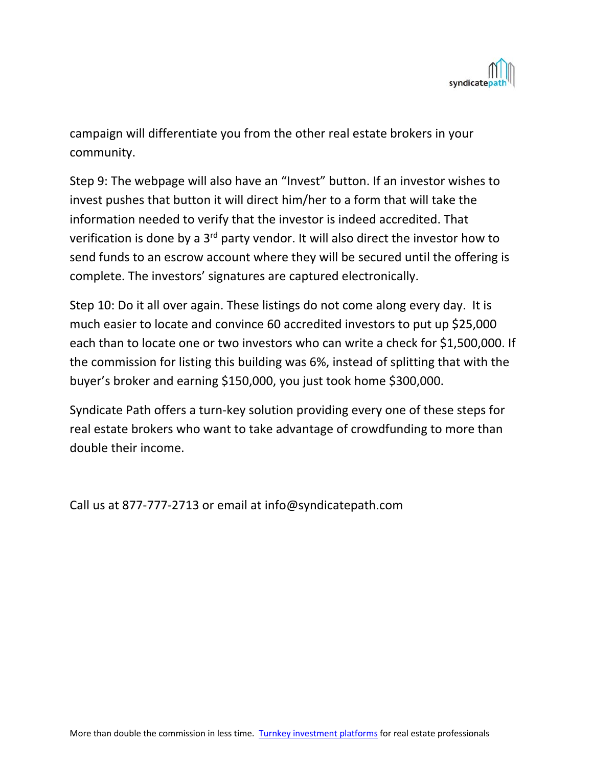campaign will differentiate you from the other real estate brokers in your community.

Step 9: The webpage will also have an "Invest" button. If an investor wishes to invest pushes that button it will direct him/her to a form that will take the information needed to verify that the investor is indeed accredited. That verification is done by a 3rd party vendor. It will also direct the investor how to send funds to an escrow account where they will be secured until the offering is complete. The investors' signatures are captured electronically.

Step 10: Do it all over again. These listings do not come along every day. It is much easier to locate and convince 60 accredited investors to put up $25,000 each than to locate one or two investors who can write a check for $1,500,000. If the commission for listing this building was 6%, instead of splitting that with the buyer's broker and earning $150,000, you just took home $300,000.

Syndicate Path offers a turn-key solution providing every one of these steps for real estate brokers who want to take advantage of crowdfunding to more than double their income.

Call us at 877-777-2713 or email at info@syndicatepath.com